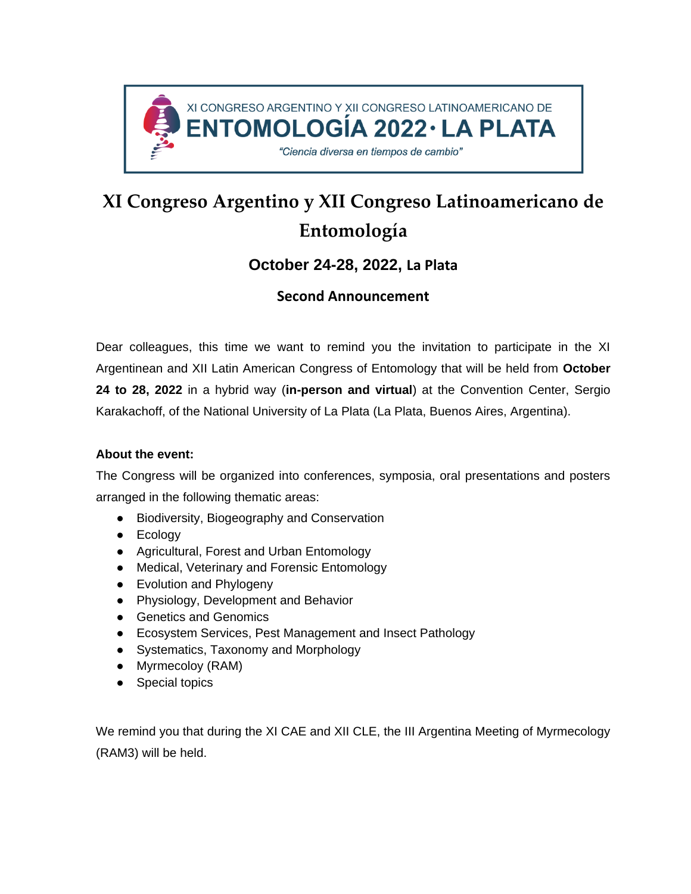XI CONGRESO ARGENTINO Y XII CONGRESO LATINOAMERICANO DE
**ENTOMOLOGÍA 2022 · LA PLATA**
*"Ciencia diversa en tiempos de cambio"*

# XI Congreso Argentino y XII Congreso Latinoamericano de Entomología

## October 24-28, 2022, La Plata

### Second Announcement

Dear colleagues, this time we want to remind you the invitation to participate in the XI Argentinean and XII Latin American Congress of Entomology that will be held from **October 24 to 28, 2022** in a hybrid way (**in-person and virtual**) at the Convention Center, Sergio Karakachoff, of the National University of La Plata (La Plata, Buenos Aires, Argentina).

**About the event:**

The Congress will be organized into conferences, symposia, oral presentations and posters arranged in the following thematic areas:

- Biodiversity, Biogeography and Conservation
- Ecology
- Agricultural, Forest and Urban Entomology
- Medical, Veterinary and Forensic Entomology
- Evolution and Phylogeny
- Physiology, Development and Behavior
- Genetics and Genomics
- Ecosystem Services, Pest Management and Insect Pathology
- Systematics, Taxonomy and Morphology
- Myrmecoloy (RAM)
- Special topics

We remind you that during the XI CAE and XII CLE, the III Argentina Meeting of Myrmecology (RAM3) will be held.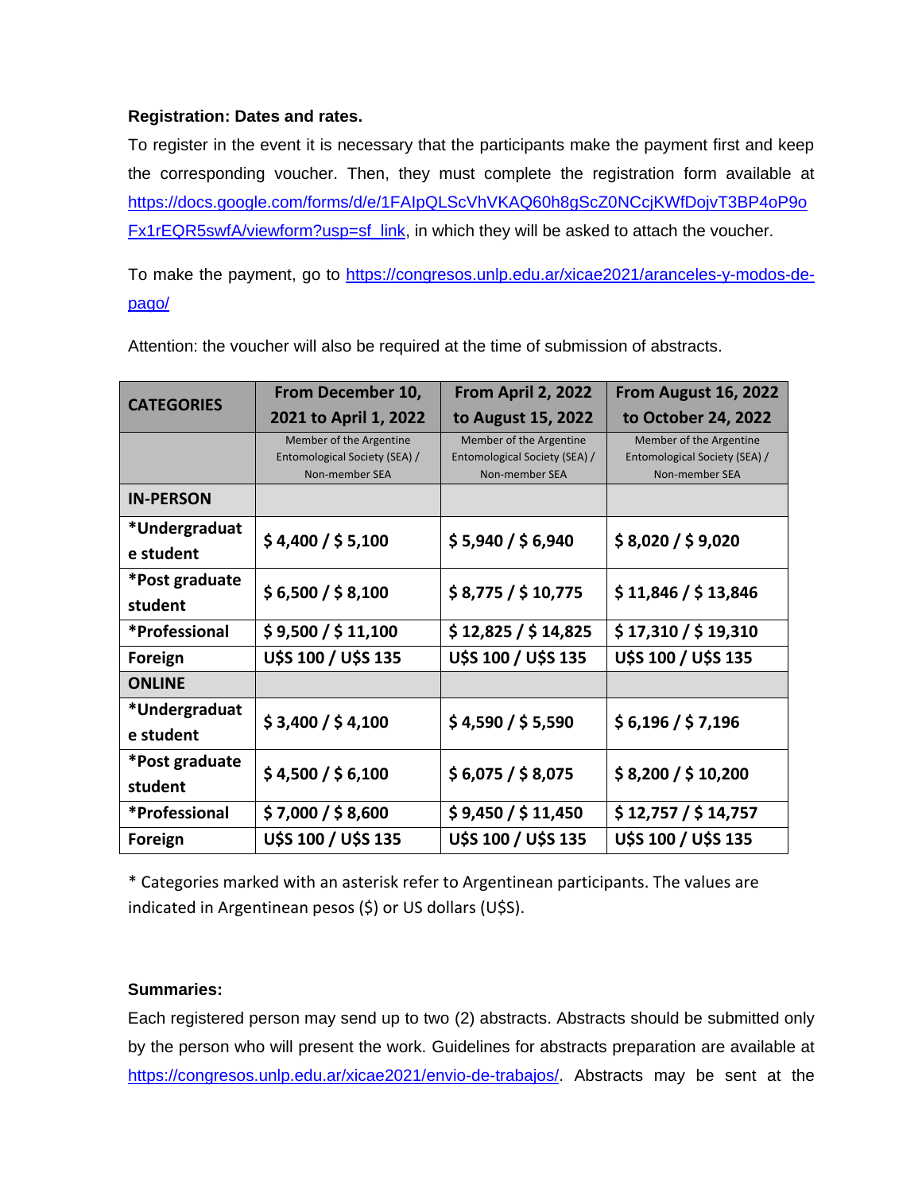**Registration: Dates and rates.**

To register in the event it is necessary that the participants make the payment first and keep the corresponding voucher. Then, they must complete the registration form available at [https://docs.google.com/forms/d/e/1FAIpQLScVhVKAQ60h8gScZ0NCcjKWfDojvT3BP4oP9oFx1rEQR5swfA/viewform?usp=sf_link](https://docs.google.com/forms/d/e/1FAIpQLScVhVKAQ60h8gScZ0NCcjKWfDojvT3BP4oP9oFx1rEQR5swfA/viewform?usp=sf_link), in which they will be asked to attach the voucher.

To make the payment, go to [https://congresos.unlp.edu.ar/xicae2021/aranceles-y-modos-de-pago/](https://congresos.unlp.edu.ar/xicae2021/aranceles-y-modos-de-pago/)

Attention: the voucher will also be required at the time of submission of abstracts.

| CATEGORIES | From December 10, 2021 to April 1, 2022 | From April 2, 2022 to August 15, 2022 | From August 16, 2022 to October 24, 2022 |
|---|---|---|---|
| | Member of the Argentine Entomological Society (SEA) / Non-member SEA | Member of the Argentine Entomological Society (SEA) / Non-member SEA | Member of the Argentine Entomological Society (SEA) / Non-member SEA |
| **IN-PERSON** | | | |
| ***Undergraduate student** | **$ 4,400 / $ 5,100** | **$ 5,940 / $ 6,940** | **$ 8,020 / $ 9,020** |
| ***Post graduate student** | **$ 6,500 / $ 8,100** | **$ 8,775 / $ 10,775** | **$ 11,846 / $ 13,846** |
| ***Professional** | **$ 9,500 / $ 11,100** | **$ 12,825 / $ 14,825** | **$ 17,310 / $ 19,310** |
| **Foreign** | **U$S 100 / U$S 135** | **U$S 100 / U$S 135** | **U$S 100 / U$S 135** |
| **ONLINE** | | | |
| ***Undergraduate student** | **$ 3,400 / $ 4,100** | **$ 4,590 / $ 5,590** | **$ 6,196 / $ 7,196** |
| ***Post graduate student** | **$ 4,500 / $ 6,100** | **$ 6,075 / $ 8,075** | **$ 8,200 / $ 10,200** |
| ***Professional** | **$ 7,000 / $ 8,600** | **$ 9,450 / $ 11,450** | **$ 12,757 / $ 14,757** |
| **Foreign** | **U$S 100 / U$S 135** | **U$S 100 / U$S 135** | **U$S 100 / U$S 135** |

* Categories marked with an asterisk refer to Argentinean participants. The values are indicated in Argentinean pesos ($) or US dollars (U$S).

**Summaries:**

Each registered person may send up to two (2) abstracts. Abstracts should be submitted only by the person who will present the work. Guidelines for abstracts preparation are available at [https://congresos.unlp.edu.ar/xicae2021/envio-de-trabajos/](https://congresos.unlp.edu.ar/xicae2021/envio-de-trabajos/). Abstracts may be sent at the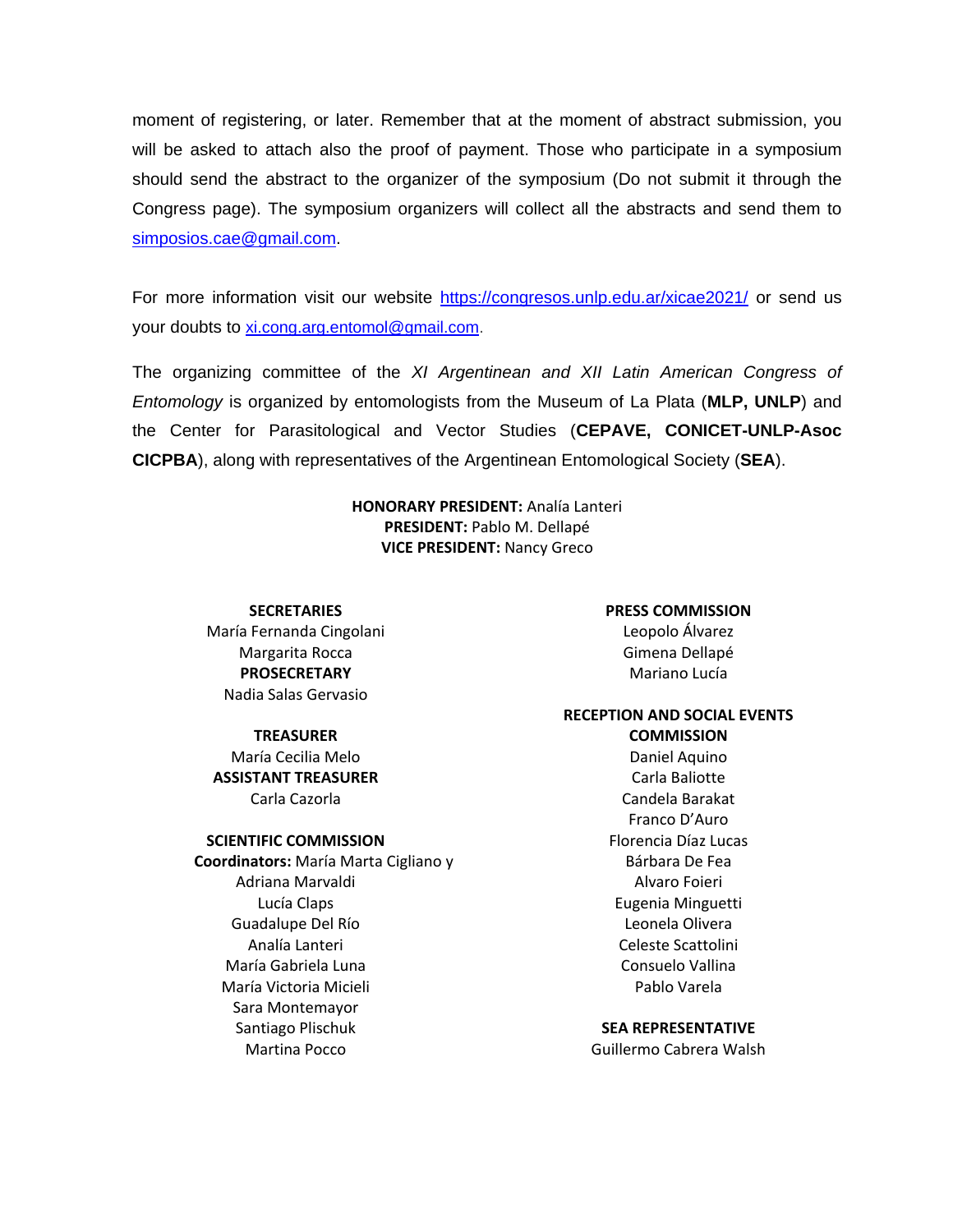moment of registering, or later. Remember that at the moment of abstract submission, you will be asked to attach also the proof of payment. Those who participate in a symposium should send the abstract to the organizer of the symposium (Do not submit it through the Congress page). The symposium organizers will collect all the abstracts and send them to simposios.cae@gmail.com.

For more information visit our website https://congresos.unlp.edu.ar/xicae2021/ or send us your doubts to xi.cong.arg.entomol@gmail.com.

The organizing committee of the *XI Argentinean and XII Latin American Congress of Entomology* is organized by entomologists from the Museum of La Plata (**MLP, UNLP**) and the Center for Parasitological and Vector Studies (**CEPAVE, CONICET-UNLP-Asoc CICPBA**), along with representatives of the Argentinean Entomological Society (**SEA**).

**HONORARY PRESIDENT:** Analía Lanteri
**PRESIDENT:** Pablo M. Dellapé
**VICE PRESIDENT:** Nancy Greco

**SECRETARIES**
María Fernanda Cingolani
Margarita Rocca

**PROSECRETARY**
Nadia Salas Gervasio

**TREASURER**
María Cecilia Melo

**ASSISTANT TREASURER**
Carla Cazorla

**SCIENTIFIC COMMISSION**
**Coordinators:** María Marta Cigliano y Adriana Marvaldi
Lucía Claps
Guadalupe Del Río
Analía Lanteri
María Gabriela Luna
María Victoria Micieli
Sara Montemayor
Santiago Plischuk
Martina Pocco

**PRESS COMMISSION**
Leopolo Álvarez
Gimena Dellapé
Mariano Lucía

**RECEPTION AND SOCIAL EVENTS COMMISSION**
Daniel Aquino
Carla Baliotte
Candela Barakat
Franco D'Auro
Florencia Díaz Lucas
Bárbara De Fea
Alvaro Foieri
Eugenia Minguetti
Leonela Olivera
Celeste Scattolini
Consuelo Vallina
Pablo Varela

**SEA REPRESENTATIVE**
Guillermo Cabrera Walsh